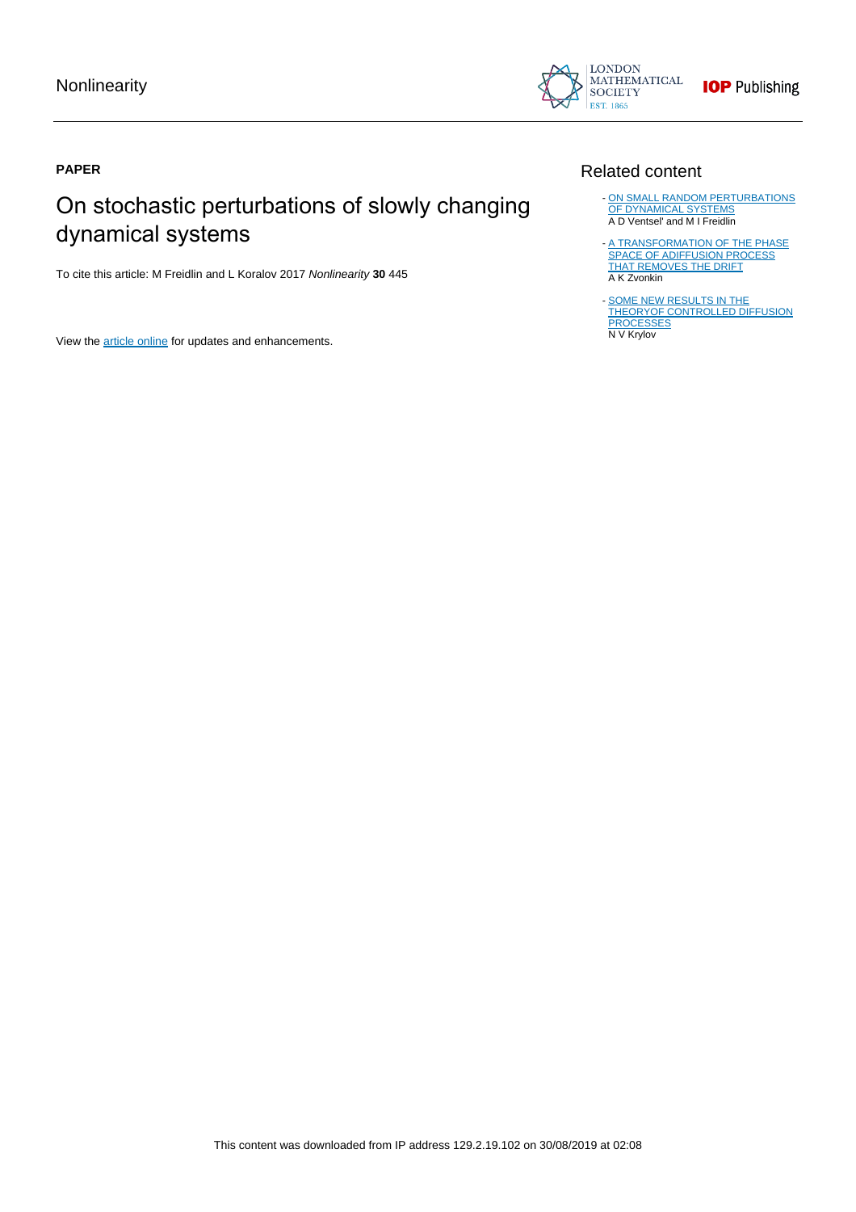**PAPER**

# On stochastic perturbations of slowly changing dynamical systems

To cite this article: M Freidlin and L Koralov 2017 *Nonlinearity* **30** 445

View the article online for updates and enhancements.

## Related content

- ON SMALL RANDOM PERTURBATIONS OF DYNAMICAL SYSTEMS
A D Ventsel' and M I Freidlin

- A TRANSFORMATION OF THE PHASE SPACE OF ADIFFUSION PROCESS THAT REMOVES THE DRIFT
A K Zvonkin

- SOME NEW RESULTS IN THE THEORYOF CONTROLLED DIFFUSION PROCESSES
N V Krylov

This content was downloaded from IP address 129.2.19.102 on 30/08/2019 at 02:08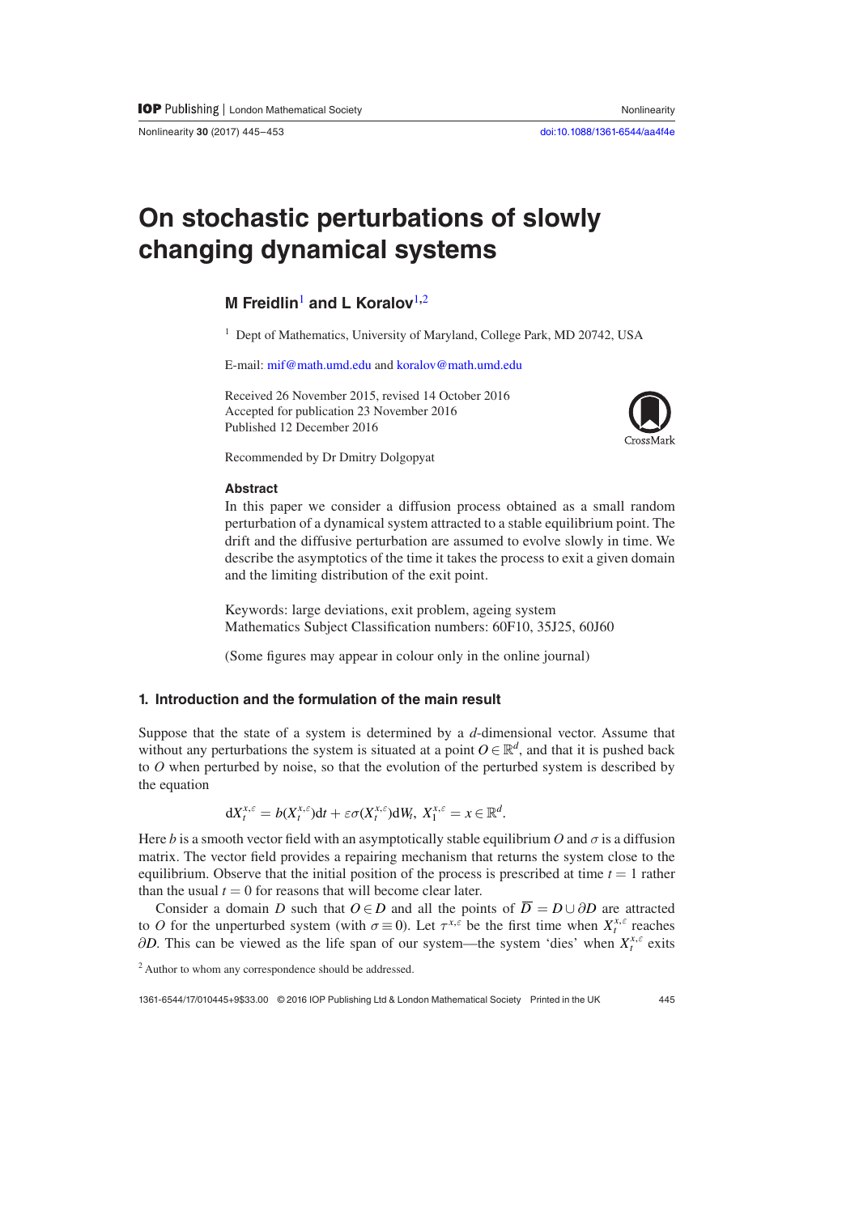# On stochastic perturbations of slowly changing dynamical systems

**M Freidlin[1] and L Koralov[1,2]**

[1] Dept of Mathematics, University of Maryland, College Park, MD 20742, USA

E-mail: mif@math.umd.edu and koralov@math.umd.edu

Received 26 November 2015, revised 14 October 2016
Accepted for publication 23 November 2016
Published 12 December 2016

Recommended by Dr Dmitry Dolgopyat

### Abstract

In this paper we consider a diffusion process obtained as a small random perturbation of a dynamical system attracted to a stable equilibrium point. The drift and the diffusive perturbation are assumed to evolve slowly in time. We describe the asymptotics of the time it takes the process to exit a given domain and the limiting distribution of the exit point.

Keywords: large deviations, exit problem, ageing system
Mathematics Subject Classification numbers: 60F10, 35J25, 60J60

(Some figures may appear in colour only in the online journal)

## 1. Introduction and the formulation of the main result

Suppose that the state of a system is determined by a $d$-dimensional vector. Assume that without any perturbations the system is situated at a point $O \in \mathbb{R}^d$, and that it is pushed back to $O$ when perturbed by noise, so that the evolution of the perturbed system is described by the equation

$$\mathrm{d}X_t^{x,\varepsilon} = b(X_t^{x,\varepsilon})\mathrm{d}t + \varepsilon\sigma(X_t^{x,\varepsilon})\mathrm{d}W_t, \; X_1^{x,\varepsilon} = x \in \mathbb{R}^d.$$

Here $b$ is a smooth vector field with an asymptotically stable equilibrium $O$ and $\sigma$ is a diffusion matrix. The vector field provides a repairing mechanism that returns the system close to the equilibrium. Observe that the initial position of the process is prescribed at time $t = 1$ rather than the usual $t = 0$ for reasons that will become clear later.

Consider a domain $D$ such that $O \in D$ and all the points of $\overline{D} = D \cup \partial D$ are attracted to $O$ for the unperturbed system (with $\sigma \equiv 0$). Let $\tau^{x,\varepsilon}$ be the first time when $X_t^{x,\varepsilon}$ reaches $\partial D$. This can be viewed as the life span of our system—the system 'dies' when $X_t^{x,\varepsilon}$ exits

[2] Author to whom any correspondence should be addressed.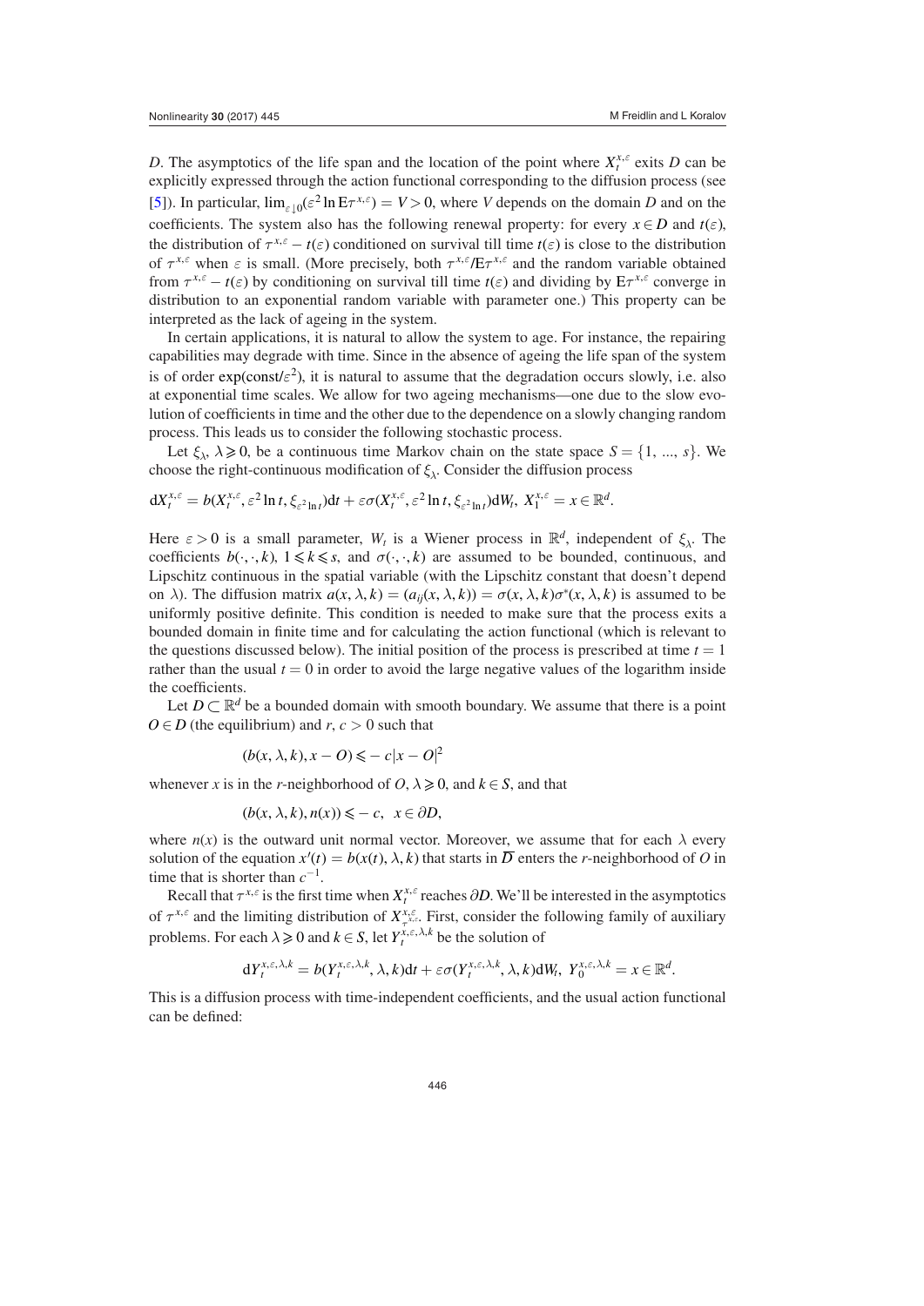$D$. The asymptotics of the life span and the location of the point where $X_t^{x,\varepsilon}$ exits $D$ can be explicitly expressed through the action functional corresponding to the diffusion process (see [5]). In particular, $\lim_{\varepsilon\downarrow 0}(\varepsilon^2 \ln \mathrm{E}\tau^{x,\varepsilon}) = V > 0$, where $V$ depends on the domain $D$ and on the coefficients. The system also has the following renewal property: for every $x \in D$ and $t(\varepsilon)$, the distribution of $\tau^{x,\varepsilon} - t(\varepsilon)$ conditioned on survival till time $t(\varepsilon)$ is close to the distribution of $\tau^{x,\varepsilon}$ when $\varepsilon$ is small. (More precisely, both $\tau^{x,\varepsilon}/\mathrm{E}\tau^{x,\varepsilon}$ and the random variable obtained from $\tau^{x,\varepsilon} - t(\varepsilon)$ by conditioning on survival till time $t(\varepsilon)$ and dividing by $\mathrm{E}\tau^{x,\varepsilon}$ converge in distribution to an exponential random variable with parameter one.) This property can be interpreted as the lack of ageing in the system.

In certain applications, it is natural to allow the system to age. For instance, the repairing capabilities may degrade with time. Since in the absence of ageing the life span of the system is of order $\exp(\mathrm{const}/\varepsilon^2)$, it is natural to assume that the degradation occurs slowly, i.e. also at exponential time scales. We allow for two ageing mechanisms—one due to the slow evolution of coefficients in time and the other due to the dependence on a slowly changing random process. This leads us to consider the following stochastic process.

Let $\xi_\lambda$, $\lambda \geqslant 0$, be a continuous time Markov chain on the state space $S = \{1, ..., s\}$. We choose the right-continuous modification of $\xi_\lambda$. Consider the diffusion process

$$\mathrm{d}X_t^{x,\varepsilon} = b(X_t^{x,\varepsilon}, \varepsilon^2 \ln t, \xi_{\varepsilon^2 \ln t})\mathrm{d}t + \varepsilon\sigma(X_t^{x,\varepsilon}, \varepsilon^2 \ln t, \xi_{\varepsilon^2 \ln t})\mathrm{d}W_t,\ X_1^{x,\varepsilon} = x \in \mathbb{R}^d.$$

Here $\varepsilon > 0$ is a small parameter, $W_t$ is a Wiener process in $\mathbb{R}^d$, independent of $\xi_\lambda$. The coefficients $b(\cdot,\cdot,k)$, $1 \leqslant k \leqslant s$, and $\sigma(\cdot,\cdot,k)$ are assumed to be bounded, continuous, and Lipschitz continuous in the spatial variable (with the Lipschitz constant that doesn't depend on $\lambda$). The diffusion matrix $a(x,\lambda,k) = (a_{ij}(x,\lambda,k)) = \sigma(x,\lambda,k)\sigma^*(x,\lambda,k)$ is assumed to be uniformly positive definite. This condition is needed to make sure that the process exits a bounded domain in finite time and for calculating the action functional (which is relevant to the questions discussed below). The initial position of the process is prescribed at time $t = 1$ rather than the usual $t = 0$ in order to avoid the large negative values of the logarithm inside the coefficients.

Let $D \subset \mathbb{R}^d$ be a bounded domain with smooth boundary. We assume that there is a point $O \in D$ (the equilibrium) and $r, c > 0$ such that

$$(b(x,\lambda,k), x - O) \leqslant -c|x - O|^2$$

whenever $x$ is in the $r$-neighborhood of $O$, $\lambda \geqslant 0$, and $k \in S$, and that

$$(b(x,\lambda,k), n(x)) \leqslant -c,\quad x \in \partial D,$$

where $n(x)$ is the outward unit normal vector. Moreover, we assume that for each $\lambda$ every solution of the equation $x'(t) = b(x(t),\lambda,k)$ that starts in $\overline{D}$ enters the $r$-neighborhood of $O$ in time that is shorter than $c^{-1}$.

Recall that $\tau^{x,\varepsilon}$ is the first time when $X_t^{x,\varepsilon}$ reaches $\partial D$. We'll be interested in the asymptotics of $\tau^{x,\varepsilon}$ and the limiting distribution of $X_{\tau^{x,\varepsilon}}^{x,\varepsilon}$. First, consider the following family of auxiliary problems. For each $\lambda \geqslant 0$ and $k \in S$, let $Y_t^{x,\varepsilon,\lambda,k}$ be the solution of

$$\mathrm{d}Y_t^{x,\varepsilon,\lambda,k} = b(Y_t^{x,\varepsilon,\lambda,k}, \lambda, k)\mathrm{d}t + \varepsilon\sigma(Y_t^{x,\varepsilon,\lambda,k}, \lambda, k)\mathrm{d}W_t,\ Y_0^{x,\varepsilon,\lambda,k} = x \in \mathbb{R}^d.$$

This is a diffusion process with time-independent coefficients, and the usual action functional can be defined: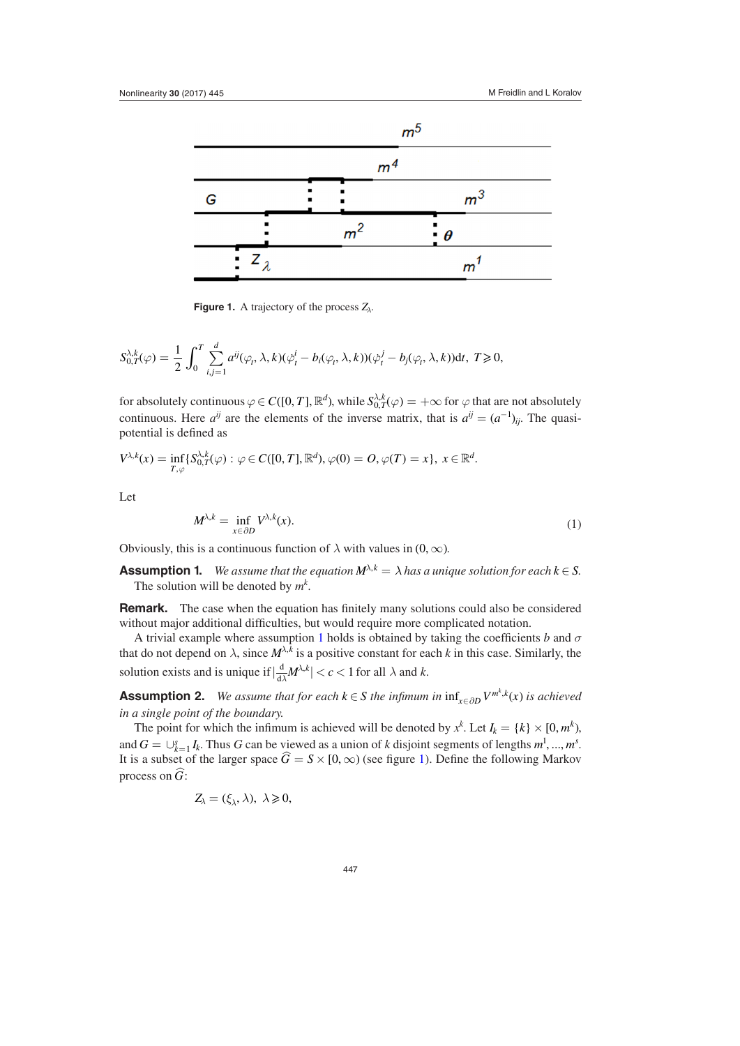Figure 1. A trajectory of the process $Z_\lambda$.

$$S^{\lambda,k}_{0,T}(\varphi) = \frac{1}{2}\int_0^T \sum_{i,j=1}^d a^{ij}(\varphi_t, \lambda, k)(\dot\varphi^i_t - b_i(\varphi_t, \lambda, k))(\dot\varphi^j_t - b_j(\varphi_t, \lambda, k))\mathrm{d}t,\ T \geqslant 0,$$

for absolutely continuous $\varphi \in C([0, T], \mathbb{R}^d)$, while $S^{\lambda,k}_{0,T}(\varphi) = +\infty$ for $\varphi$ that are not absolutely continuous. Here $a^{ij}$ are the elements of the inverse matrix, that is $a^{ij} = (a^{-1})_{ij}$. The quasi-potential is defined as

$$V^{\lambda,k}(x) = \inf_{T,\varphi}\{S^{\lambda,k}_{0,T}(\varphi) : \varphi \in C([0, T], \mathbb{R}^d), \varphi(0) = O, \varphi(T) = x\},\ x \in \mathbb{R}^d.$$

Let

$$M^{\lambda,k} = \inf_{x\in\partial D} V^{\lambda,k}(x). \tag{1}$$

Obviously, this is a continuous function of $\lambda$ with values in $(0, \infty)$.

**Assumption 1.** *We assume that the equation $M^{\lambda,k} = \lambda$ has a unique solution for each $k \in S$.* The solution will be denoted by $m^k$.

**Remark.** The case when the equation has finitely many solutions could also be considered without major additional difficulties, but would require more complicated notation.

A trivial example where assumption 1 holds is obtained by taking the coefficients $b$ and $\sigma$ that do not depend on $\lambda$, since $M^{\lambda,k}$ is a positive constant for each $k$ in this case. Similarly, the solution exists and is unique if $|\frac{\mathrm{d}}{\mathrm{d}\lambda}M^{\lambda,k}| < c < 1$ for all $\lambda$ and $k$.

**Assumption 2.** *We assume that for each $k \in S$ the infimum in $\inf_{x\in\partial D} V^{m^k,k}(x)$ is achieved in a single point of the boundary.*

The point for which the infimum is achieved will be denoted by $x^k$. Let $I_k = \{k\} \times [0, m^k)$, and $G = \cup_{k=1}^s I_k$. Thus $G$ can be viewed as a union of $k$ disjoint segments of lengths $m^1, ..., m^s$. It is a subset of the larger space $\widehat{G} = S \times [0, \infty)$ (see figure 1). Define the following Markov process on $\widehat{G}$:

$$Z_\lambda = (\xi_\lambda, \lambda),\ \lambda \geqslant 0,$$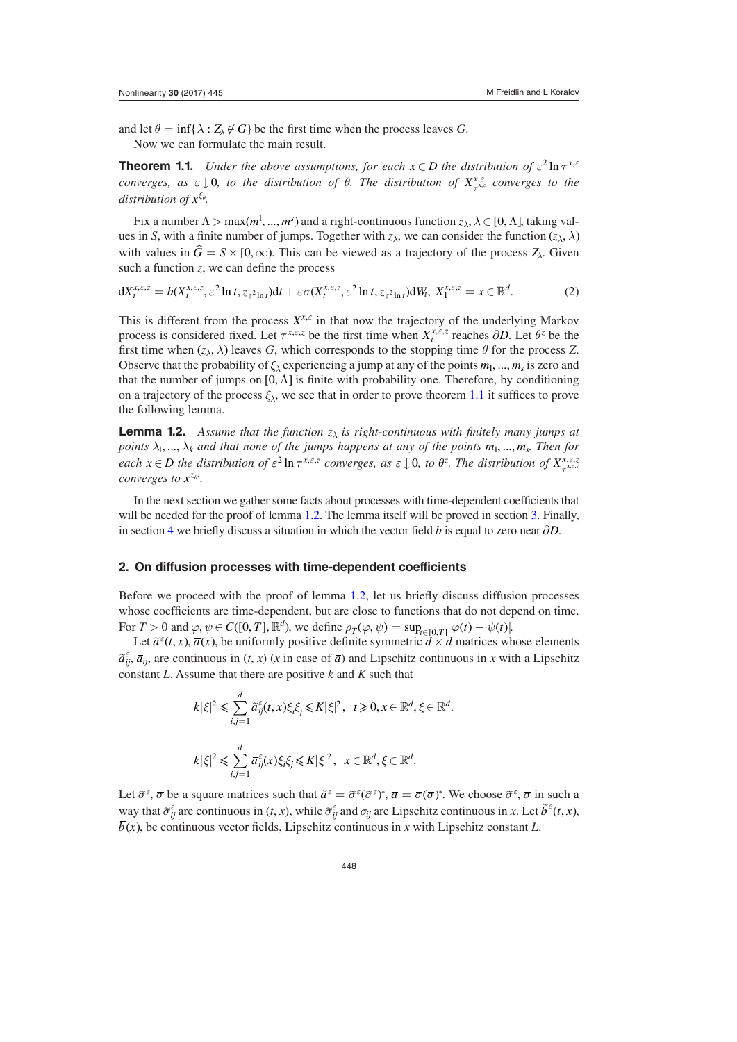and let $\theta = \inf\{\lambda : Z_\lambda \notin G\}$ be the first time when the process leaves $G$.

Now we can formulate the main result.

**Theorem 1.1.** *Under the above assumptions, for each $x \in D$ the distribution of $\varepsilon^2 \ln \tau^{x,\varepsilon}$ converges, as $\varepsilon \downarrow 0$, to the distribution of $\theta$. The distribution of $X^{x,\varepsilon}_{\tau^{x,\varepsilon}}$ converges to the distribution of $x^{\xi_\theta}$.*

Fix a number $\Lambda > \max(m^1, ..., m^s)$ and a right-continuous function $z_\lambda$, $\lambda \in [0, \Lambda]$, taking values in $S$, with a finite number of jumps. Together with $z_\lambda$, we can consider the function $(z_\lambda, \lambda)$ with values in $\widehat{G} = S \times [0, \infty)$. This can be viewed as a trajectory of the process $Z_\lambda$. Given such a function $z$, we can define the process

$$dX^{x,\varepsilon,z}_t = b(X^{x,\varepsilon,z}_t, \varepsilon^2 \ln t, z_{\varepsilon^2 \ln t})dt + \varepsilon\sigma(X^{x,\varepsilon,z}_t, \varepsilon^2 \ln t, z_{\varepsilon^2 \ln t})dW_t, \; X^{x,\varepsilon,z}_1 = x \in \mathbb{R}^d. \tag{2}$$

This is different from the process $X^{x,\varepsilon}$ in that now the trajectory of the underlying Markov process is considered fixed. Let $\tau^{x,\varepsilon,z}$ be the first time when $X^{x,\varepsilon,z}_t$ reaches $\partial D$. Let $\theta^z$ be the first time when $(z_\lambda, \lambda)$ leaves $G$, which corresponds to the stopping time $\theta$ for the process $Z$. Observe that the probability of $\xi_\lambda$ experiencing a jump at any of the points $m_1, ..., m_s$ is zero and that the number of jumps on $[0, \Lambda]$ is finite with probability one. Therefore, by conditioning on a trajectory of the process $\xi_\lambda$, we see that in order to prove theorem 1.1 it suffices to prove the following lemma.

**Lemma 1.2.** *Assume that the function $z_\lambda$ is right-continuous with finitely many jumps at points $\lambda_1, ..., \lambda_k$ and that none of the jumps happens at any of the points $m_1, ..., m_s$. Then for each $x \in D$ the distribution of $\varepsilon^2 \ln \tau^{x,\varepsilon,z}$ converges, as $\varepsilon \downarrow 0$, to $\theta^z$. The distribution of $X^{x,\varepsilon,z}_{\tau^{x,\varepsilon,z}}$ converges to $x^{z_{\theta^z}}$.*

In the next section we gather some facts about processes with time-dependent coefficients that will be needed for the proof of lemma 1.2. The lemma itself will be proved in section 3. Finally, in section 4 we briefly discuss a situation in which the vector field $b$ is equal to zero near $\partial D$.

## 2. On diffusion processes with time-dependent coefficients

Before we proceed with the proof of lemma 1.2, let us briefly discuss diffusion processes whose coefficients are time-dependent, but are close to functions that do not depend on time. For $T > 0$ and $\varphi, \psi \in C([0, T], \mathbb{R}^d)$, we define $\rho_T(\varphi, \psi) = \sup_{t \in [0,T]} |\varphi(t) - \psi(t)|$.

Let $\widetilde{a}^\varepsilon(t, x)$, $\overline{a}(x)$, be uniformly positive definite symmetric $d \times d$ matrices whose elements $\widetilde{a}^\varepsilon_{ij}$, $\overline{a}_{ij}$, are continuous in $(t, x)$ ($x$ in case of $\overline{a}$) and Lipschitz continuous in $x$ with a Lipschitz constant $L$. Assume that there are positive $k$ and $K$ such that

$$k|\xi|^2 \leqslant \sum_{i,j=1}^{d} \widetilde{a}^\varepsilon_{ij}(t, x)\xi_i\xi_j \leqslant K|\xi|^2, \quad t \geqslant 0, x \in \mathbb{R}^d, \xi \in \mathbb{R}^d.$$

$$k|\xi|^2 \leqslant \sum_{i,j=1}^{d} \overline{a}_{ij}(x)\xi_i\xi_j \leqslant K|\xi|^2, \quad x \in \mathbb{R}^d, \xi \in \mathbb{R}^d.$$

Let $\widetilde{\sigma}^\varepsilon$, $\overline{\sigma}$ be a square matrices such that $\widetilde{a}^\varepsilon = \widetilde{\sigma}^\varepsilon(\widetilde{\sigma}^\varepsilon)^*$, $\overline{a} = \overline{\sigma}(\overline{\sigma})^*$. We choose $\widetilde{\sigma}^\varepsilon$, $\overline{\sigma}$ in such a way that $\widetilde{\sigma}^\varepsilon_{ij}$ are continuous in $(t, x)$, while $\widetilde{\sigma}^\varepsilon_{ij}$ and $\overline{\sigma}_{ij}$ are Lipschitz continuous in $x$. Let $\widetilde{b}^\varepsilon(t, x)$, $\overline{b}(x)$, be continuous vector fields, Lipschitz continuous in $x$ with Lipschitz constant $L$.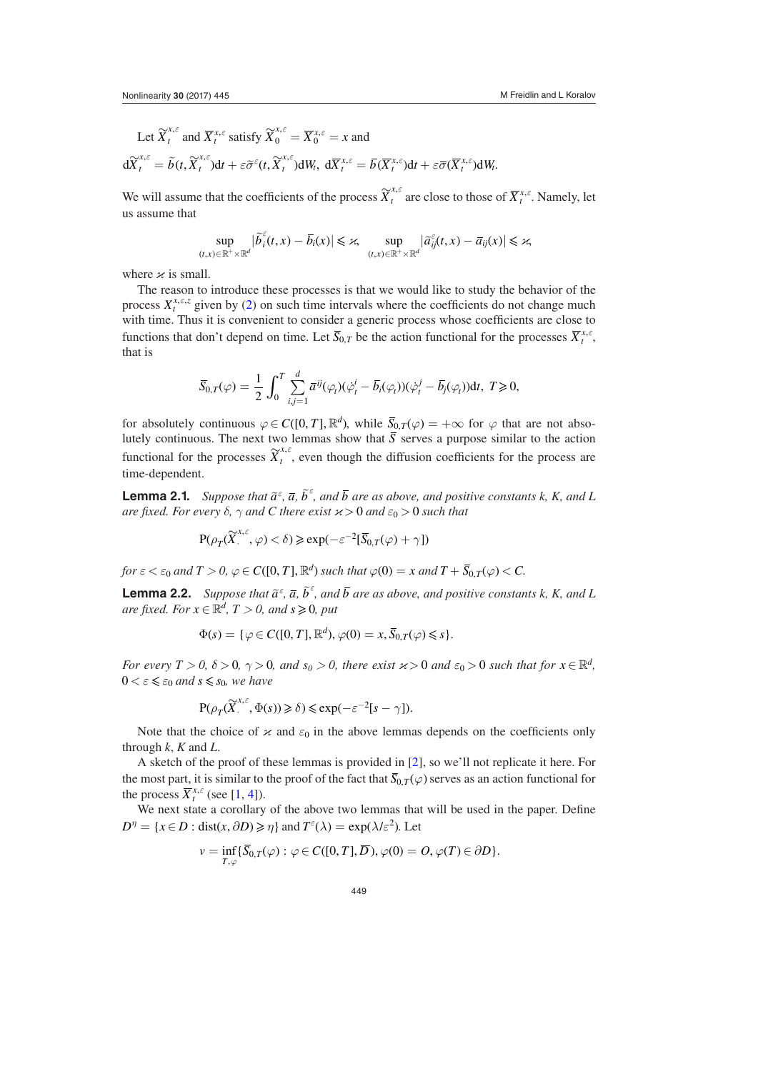Let $\widetilde{X}_t^{x,\varepsilon}$ and $\overline{X}_t^{x,\varepsilon}$ satisfy $\widetilde{X}_0^{x,\varepsilon} = \overline{X}_0^{x,\varepsilon} = x$ and

$$\mathrm{d}\widetilde{X}_t^{x,\varepsilon} = \widetilde{b}(t, \widetilde{X}_t^{x,\varepsilon})\mathrm{d}t + \varepsilon\widetilde{\sigma}^{\varepsilon}(t, \widetilde{X}_t^{x,\varepsilon})\mathrm{d}W_t,\ \mathrm{d}\overline{X}_t^{x,\varepsilon} = \overline{b}(\overline{X}_t^{x,\varepsilon})\mathrm{d}t + \varepsilon\overline{\sigma}(\overline{X}_t^{x,\varepsilon})\mathrm{d}W_t.$$

We will assume that the coefficients of the process $\widetilde{X}_t^{x,\varepsilon}$ are close to those of $\overline{X}_t^{x,\varepsilon}$. Namely, let us assume that

$$\sup_{(t,x)\in\mathbb{R}^+\times\mathbb{R}^d} |\widetilde{b}_i^{\varepsilon}(t,x) - \overline{b}_i(x)| \leqslant \varkappa, \quad \sup_{(t,x)\in\mathbb{R}^+\times\mathbb{R}^d} |\widetilde{a}_{ij}^{\varepsilon}(t,x) - \overline{a}_{ij}(x)| \leqslant \varkappa,$$

where $\varkappa$ is small.

The reason to introduce these processes is that we would like to study the behavior of the process $X_t^{x,\varepsilon,z}$ given by (2) on such time intervals where the coefficients do not change much with time. Thus it is convenient to consider a generic process whose coefficients are close to functions that don't depend on time. Let $\overline{S}_{0,T}$ be the action functional for the processes $\overline{X}_t^{x,\varepsilon}$, that is

$$\overline{S}_{0,T}(\varphi) = \frac{1}{2}\int_0^T \sum_{i,j=1}^d \overline{a}^{ij}(\varphi_t)(\dot{\varphi}_t^i - \overline{b}_i(\varphi_t))(\dot{\varphi}_t^j - \overline{b}_j(\varphi_t))\mathrm{d}t,\ T \geqslant 0,$$

for absolutely continuous $\varphi \in C([0,T],\mathbb{R}^d)$, while $\overline{S}_{0,T}(\varphi) = +\infty$ for $\varphi$ that are not absolutely continuous. The next two lemmas show that $\overline{S}$ serves a purpose similar to the action functional for the processes $\widetilde{X}_t^{x,\varepsilon}$, even though the diffusion coefficients for the process are time-dependent.

**Lemma 2.1.** *Suppose that $\widetilde{a}^{\varepsilon}$, $\overline{a}$, $\widetilde{b}^{\varepsilon}$, and $\overline{b}$ are as above, and positive constants k, K, and L are fixed. For every $\delta$, $\gamma$ and C there exist $\varkappa > 0$ and $\varepsilon_0 > 0$ such that*

$$\mathrm{P}(\rho_T(\widetilde{X}_\cdot^{x,\varepsilon}, \varphi) < \delta) \geqslant \exp(-\varepsilon^{-2}[\overline{S}_{0,T}(\varphi) + \gamma])$$

*for $\varepsilon < \varepsilon_0$ and $T > 0$, $\varphi \in C([0,T],\mathbb{R}^d)$ such that $\varphi(0) = x$ and $T + \overline{S}_{0,T}(\varphi) < C$.*

**Lemma 2.2.** *Suppose that $\widetilde{a}^{\varepsilon}$, $\overline{a}$, $\widetilde{b}^{\varepsilon}$, and $\overline{b}$ are as above, and positive constants k, K, and L are fixed. For $x \in \mathbb{R}^d$, $T > 0$, and $s \geqslant 0$, put*

$$\Phi(s) = \{\varphi \in C([0,T],\mathbb{R}^d), \varphi(0) = x, \overline{S}_{0,T}(\varphi) \leqslant s\}.$$

*For every $T > 0$, $\delta > 0$, $\gamma > 0$, and $s_0 > 0$, there exist $\varkappa > 0$ and $\varepsilon_0 > 0$ such that for $x \in \mathbb{R}^d$, $0 < \varepsilon \leqslant \varepsilon_0$ and $s \leqslant s_0$, we have*

$$\mathrm{P}(\rho_T(\widetilde{X}_\cdot^{x,\varepsilon}, \Phi(s)) \geqslant \delta) \leqslant \exp(-\varepsilon^{-2}[s - \gamma]).$$

Note that the choice of $\varkappa$ and $\varepsilon_0$ in the above lemmas depends on the coefficients only through $k$, $K$ and $L$.

A sketch of the proof of these lemmas is provided in [2], so we'll not replicate it here. For the most part, it is similar to the proof of the fact that $\overline{S}_{0,T}(\varphi)$ serves as an action functional for the process $\overline{X}_t^{x,\varepsilon}$ (see [1, 4]).

We next state a corollary of the above two lemmas that will be used in the paper. Define $D^{\eta} = \{x \in D : \mathrm{dist}(x, \partial D) \geqslant \eta\}$ and $T^{\varepsilon}(\lambda) = \exp(\lambda/\varepsilon^2)$. Let

$$v = \inf_{T,\varphi}\{\overline{S}_{0,T}(\varphi) : \varphi \in C([0,T],\overline{D}), \varphi(0) = O, \varphi(T) \in \partial D\}.$$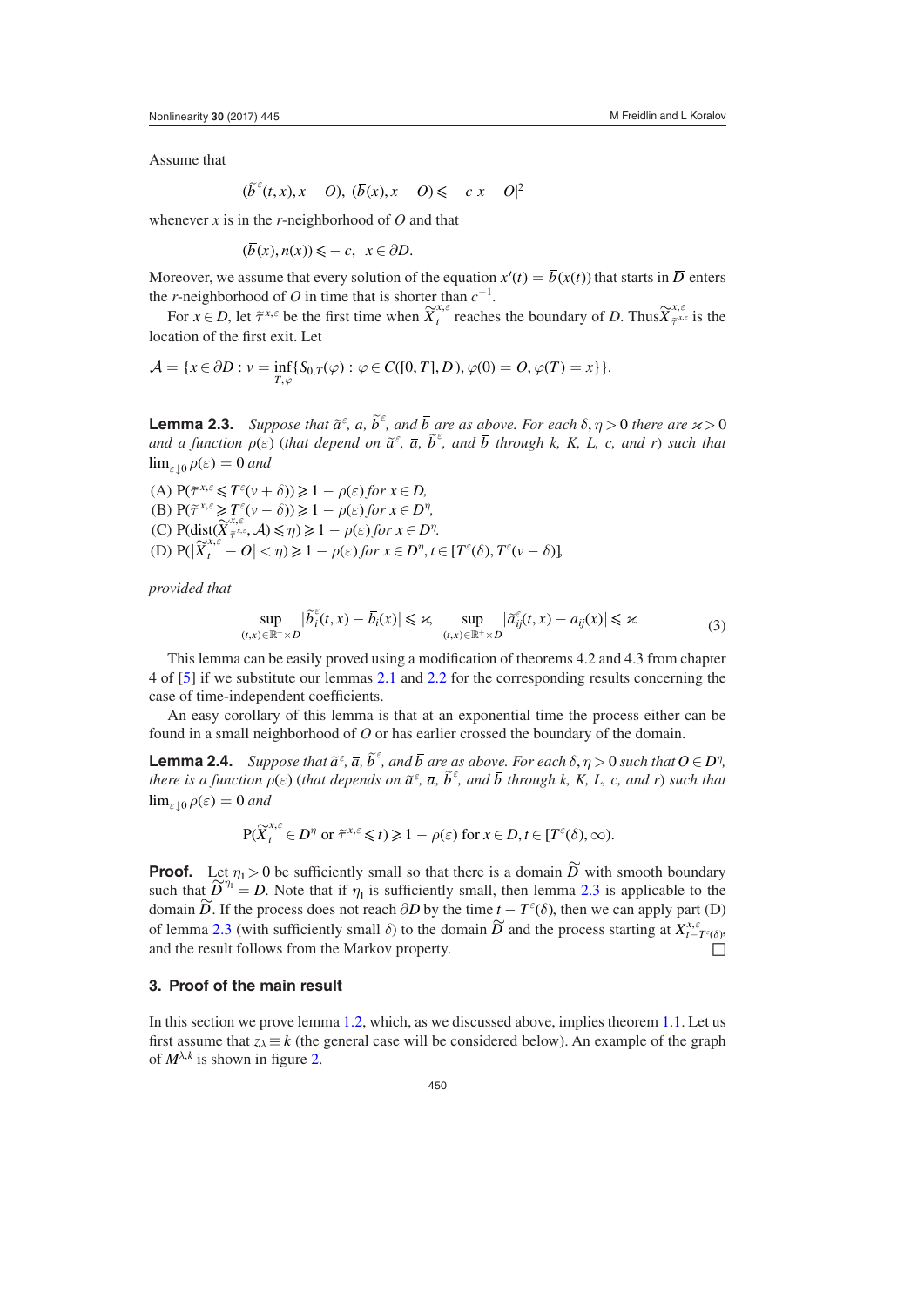Assume that

$$(\widetilde{b}^{\varepsilon}(t,x), x-O),\ (\overline{b}(x), x-O) \leqslant -c|x-O|^2$$

whenever $x$ is in the $r$-neighborhood of $O$ and that

$$(\overline{b}(x), n(x)) \leqslant -c, \quad x \in \partial D.$$

Moreover, we assume that every solution of the equation $x'(t) = \overline{b}(x(t))$ that starts in $\overline{D}$ enters the $r$-neighborhood of $O$ in time that is shorter than $c^{-1}$.

For $x \in D$, let $\widetilde{\tau}^{x,\varepsilon}$ be the first time when $\widetilde{X}^{x,\varepsilon}_t$ reaches the boundary of $D$. Thus $\widetilde{X}^{x,\varepsilon}_{\widetilde{\tau}^{x,\varepsilon}}$ is the location of the first exit. Let

$$\mathcal{A} = \{x \in \partial D : v = \inf_{T,\varphi}\{\overline{S}_{0,T}(\varphi) : \varphi \in C([0,T], \overline{D}), \varphi(0) = O, \varphi(T) = x\}\}.$$

**Lemma 2.3.** *Suppose that $\widetilde{a}^{\varepsilon}$, $\overline{a}$, $\widetilde{b}^{\varepsilon}$, and $\overline{b}$ are as above. For each $\delta, \eta > 0$ there are $\varkappa > 0$ and a function $\rho(\varepsilon)$ (that depend on $\widetilde{a}^{\varepsilon}$, $\overline{a}$, $\widetilde{b}^{\varepsilon}$, and $\overline{b}$ through $k$, $K$, $L$, $c$, and $r$) such that $\lim_{\varepsilon\downarrow 0}\rho(\varepsilon) = 0$ and*

(A) $\mathrm{P}(\widetilde{\tau}^{x,\varepsilon} \leqslant T^{\varepsilon}(v+\delta)) \geqslant 1 - \rho(\varepsilon)$ *for* $x \in D$,
(B) $\mathrm{P}(\widetilde{\tau}^{x,\varepsilon} \geqslant T^{\varepsilon}(v-\delta)) \geqslant 1 - \rho(\varepsilon)$ *for* $x \in D^{\eta}$,
(C) $\mathrm{P}(\mathrm{dist}(\widetilde{X}^{x,\varepsilon}_{\widetilde{\tau}^{x,\varepsilon}}, \mathcal{A}) \leqslant \eta) \geqslant 1 - \rho(\varepsilon)$ *for* $x \in D^{\eta}$.
(D) $\mathrm{P}(|\widetilde{X}^{x,\varepsilon}_t - O| < \eta) \geqslant 1 - \rho(\varepsilon)$ *for* $x \in D^{\eta}, t \in [T^{\varepsilon}(\delta), T^{\varepsilon}(v-\delta)]$,

*provided that*

$$\sup_{(t,x)\in\mathbb{R}^+\times D} |\widetilde{b}^{\varepsilon}_i(t,x) - \overline{b}_i(x)| \leqslant \varkappa, \qquad \sup_{(t,x)\in\mathbb{R}^+\times D} |\widetilde{a}^{\varepsilon}_{ij}(t,x) - \overline{a}_{ij}(x)| \leqslant \varkappa. \tag{3}$$

This lemma can be easily proved using a modification of theorems 4.2 and 4.3 from chapter 4 of [5] if we substitute our lemmas 2.1 and 2.2 for the corresponding results concerning the case of time-independent coefficients.

An easy corollary of this lemma is that at an exponential time the process either can be found in a small neighborhood of $O$ or has earlier crossed the boundary of the domain.

**Lemma 2.4.** *Suppose that $\widetilde{a}^{\varepsilon}$, $\overline{a}$, $\widetilde{b}^{\varepsilon}$, and $\overline{b}$ are as above. For each $\delta, \eta > 0$ such that $O \in D^{\eta}$, there is a function $\rho(\varepsilon)$ (that depends on $\widetilde{a}^{\varepsilon}$, $\overline{a}$, $\widetilde{b}^{\varepsilon}$, and $\overline{b}$ through $k$, $K$, $L$, $c$, and $r$) such that $\lim_{\varepsilon\downarrow 0}\rho(\varepsilon) = 0$ and*

$$\mathrm{P}(\widetilde{X}^{x,\varepsilon}_t \in D^{\eta} \text{ or } \widetilde{\tau}^{x,\varepsilon} \leqslant t) \geqslant 1 - \rho(\varepsilon) \text{ for } x \in D, t \in [T^{\varepsilon}(\delta), \infty).$$

**Proof.** Let $\eta_1 > 0$ be sufficiently small so that there is a domain $\widetilde{D}$ with smooth boundary such that $\widetilde{D}^{\eta_1} = D$. Note that if $\eta_1$ is sufficiently small, then lemma 2.3 is applicable to the domain $\widetilde{D}$. If the process does not reach $\partial D$ by the time $t - T^{\varepsilon}(\delta)$, then we can apply part (D) of lemma 2.3 (with sufficiently small $\delta$) to the domain $\widetilde{D}$ and the process starting at $X^{x,\varepsilon}_{t-T^{\varepsilon}(\delta)}$, and the result follows from the Markov property. □

## 3. Proof of the main result

In this section we prove lemma 1.2, which, as we discussed above, implies theorem 1.1. Let us first assume that $z_\lambda \equiv k$ (the general case will be considered below). An example of the graph of $M^{\lambda,k}$ is shown in figure 2.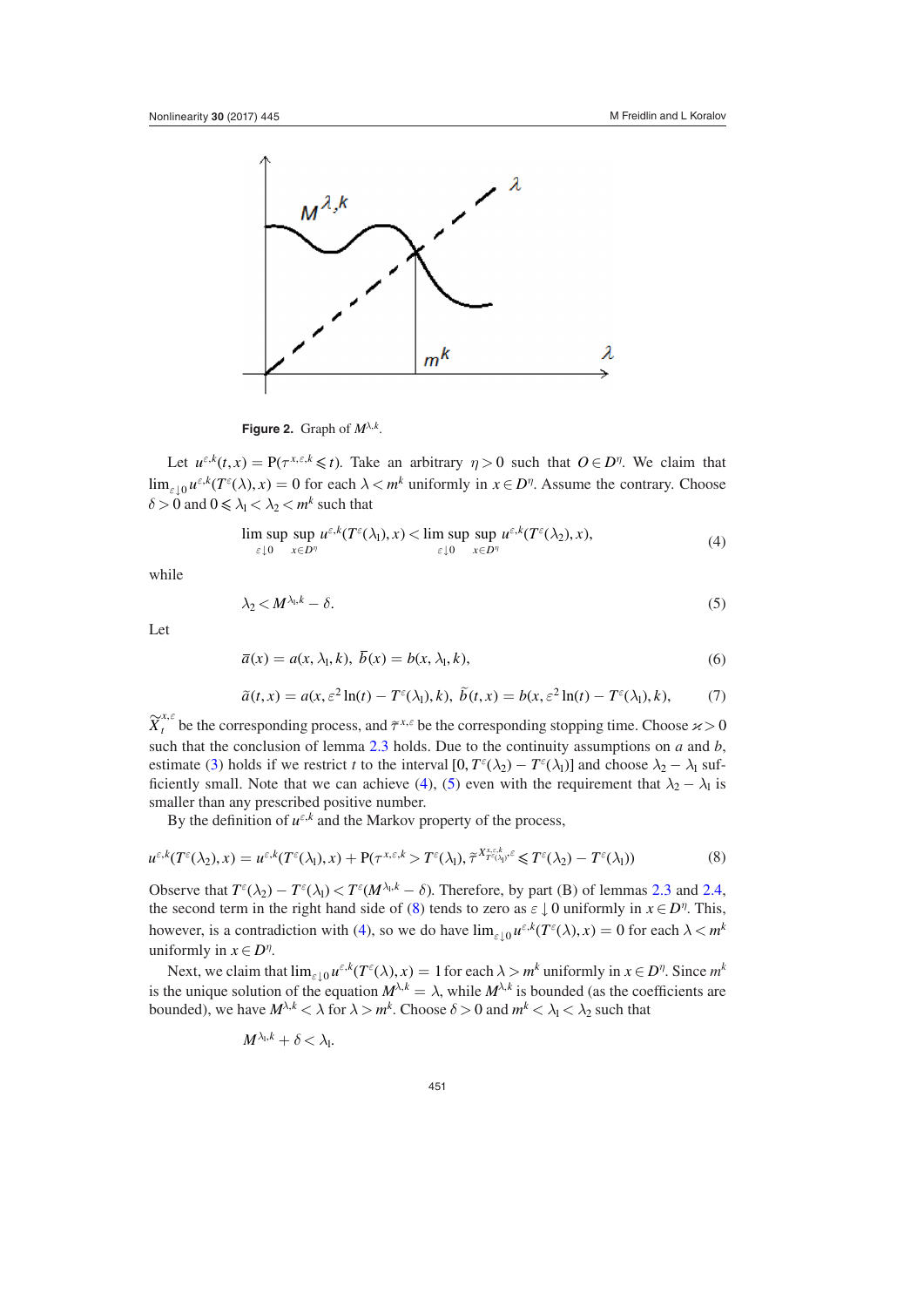**Figure 2.** Graph of $M^{\lambda,k}$.

Let $u^{\varepsilon,k}(t,x) = \mathrm{P}(\tau^{x,\varepsilon,k} \leqslant t)$. Take an arbitrary $\eta > 0$ such that $O \in D^\eta$. We claim that $\lim_{\varepsilon\downarrow 0} u^{\varepsilon,k}(T^\varepsilon(\lambda), x) = 0$ for each $\lambda < m^k$ uniformly in $x \in D^\eta$. Assume the contrary. Choose $\delta > 0$ and $0 \leqslant \lambda_1 < \lambda_2 < m^k$ such that

$$\limsup_{\varepsilon\downarrow 0} \sup_{x\in D^\eta} u^{\varepsilon,k}(T^\varepsilon(\lambda_1), x) < \limsup_{\varepsilon\downarrow 0} \sup_{x\in D^\eta} u^{\varepsilon,k}(T^\varepsilon(\lambda_2), x), \tag{4}$$

while

$$\lambda_2 < M^{\lambda_1,k} - \delta. \tag{5}$$

Let

$$\overline{a}(x) = a(x, \lambda_1, k),\ \overline{b}(x) = b(x, \lambda_1, k), \tag{6}$$

$$\widetilde{a}(t,x) = a(x, \varepsilon^2 \ln(t) - T^\varepsilon(\lambda_1), k),\ \widetilde{b}(t,x) = b(x, \varepsilon^2 \ln(t) - T^\varepsilon(\lambda_1), k), \tag{7}$$

$\widetilde{X}^{x,\varepsilon}_t$ be the corresponding process, and $\widetilde{\tau}^{x,\varepsilon}$ be the corresponding stopping time. Choose $\varkappa > 0$ such that the conclusion of lemma 2.3 holds. Due to the continuity assumptions on $a$ and $b$, estimate (3) holds if we restrict $t$ to the interval $[0, T^\varepsilon(\lambda_2) - T^\varepsilon(\lambda_1)]$ and choose $\lambda_2 - \lambda_1$ sufficiently small. Note that we can achieve (4), (5) even with the requirement that $\lambda_2 - \lambda_1$ is smaller than any prescribed positive number.

By the definition of $u^{\varepsilon,k}$ and the Markov property of the process,

$$u^{\varepsilon,k}(T^\varepsilon(\lambda_2), x) = u^{\varepsilon,k}(T^\varepsilon(\lambda_1), x) + \mathrm{P}(\tau^{x,\varepsilon,k} > T^\varepsilon(\lambda_1), \widetilde{\tau}^{X^{x,\varepsilon,k}_{T^\varepsilon(\lambda_1)},\varepsilon} \leqslant T^\varepsilon(\lambda_2) - T^\varepsilon(\lambda_1)) \tag{8}$$

Observe that $T^\varepsilon(\lambda_2) - T^\varepsilon(\lambda_1) < T^\varepsilon(M^{\lambda_1,k} - \delta)$. Therefore, by part (B) of lemmas 2.3 and 2.4, the second term in the right hand side of (8) tends to zero as $\varepsilon \downarrow 0$ uniformly in $x \in D^\eta$. This, however, is a contradiction with (4), so we do have $\lim_{\varepsilon\downarrow 0} u^{\varepsilon,k}(T^\varepsilon(\lambda), x) = 0$ for each $\lambda < m^k$ uniformly in $x \in D^\eta$.

Next, we claim that $\lim_{\varepsilon\downarrow 0} u^{\varepsilon,k}(T^\varepsilon(\lambda), x) = 1$ for each $\lambda > m^k$ uniformly in $x \in D^\eta$. Since $m^k$ is the unique solution of the equation $M^{\lambda,k} = \lambda$, while $M^{\lambda,k}$ is bounded (as the coefficients are bounded), we have $M^{\lambda,k} < \lambda$ for $\lambda > m^k$. Choose $\delta > 0$ and $m^k < \lambda_1 < \lambda_2$ such that

$$M^{\lambda_1,k} + \delta < \lambda_1.$$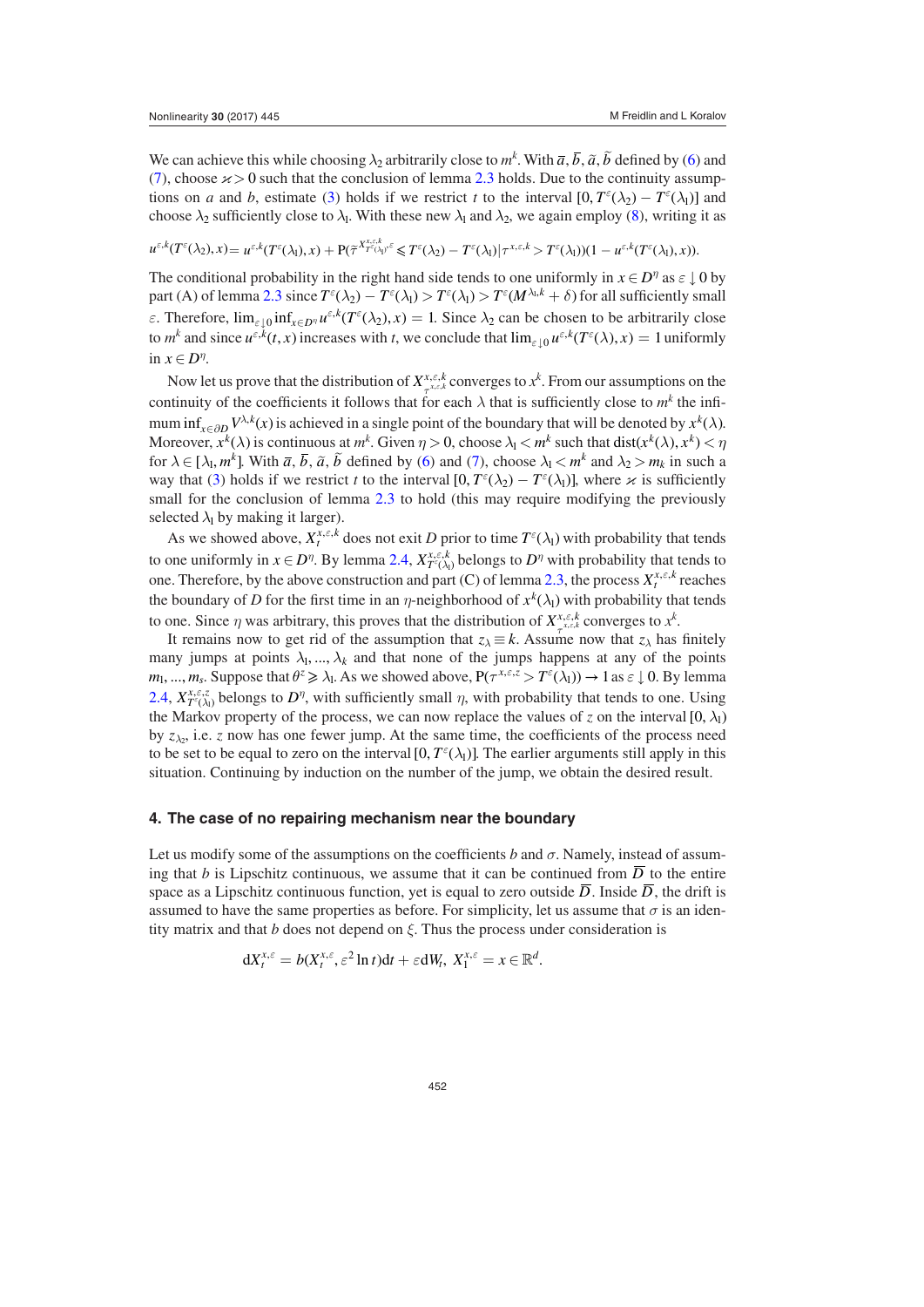We can achieve this while choosing $\lambda_2$ arbitrarily close to $m^k$. With $\overline{a}, \overline{b}, \widetilde{a}, \widetilde{b}$ defined by (6) and (7), choose $\varkappa > 0$ such that the conclusion of lemma 2.3 holds. Due to the continuity assumptions on $a$ and $b$, estimate (3) holds if we restrict $t$ to the interval $[0, T^\varepsilon(\lambda_2) - T^\varepsilon(\lambda_1)]$ and choose $\lambda_2$ sufficiently close to $\lambda_1$. With these new $\lambda_1$ and $\lambda_2$, we again employ (8), writing it as

$$u^{\varepsilon,k}(T^\varepsilon(\lambda_2), x) = u^{\varepsilon,k}(T^\varepsilon(\lambda_1), x) + \mathrm{P}(\widetilde{\tau}^{X^{x,\varepsilon,k}_{T^\varepsilon(\lambda_1)},\varepsilon} \leqslant T^\varepsilon(\lambda_2) - T^\varepsilon(\lambda_1) | \tau^{x,\varepsilon,k} > T^\varepsilon(\lambda_1))(1 - u^{\varepsilon,k}(T^\varepsilon(\lambda_1), x)).$$

The conditional probability in the right hand side tends to one uniformly in $x \in D^\eta$ as $\varepsilon \downarrow 0$ by part (A) of lemma 2.3 since $T^\varepsilon(\lambda_2) - T^\varepsilon(\lambda_1) > T^\varepsilon(\lambda_1) > T^\varepsilon(M^{\lambda_1,k} + \delta)$ for all sufficiently small $\varepsilon$. Therefore, $\lim_{\varepsilon \downarrow 0} \inf_{x \in D^\eta} u^{\varepsilon,k}(T^\varepsilon(\lambda_2), x) = 1$. Since $\lambda_2$ can be chosen to be arbitrarily close to $m^k$ and since $u^{\varepsilon,k}(t, x)$ increases with $t$, we conclude that $\lim_{\varepsilon \downarrow 0} u^{\varepsilon,k}(T^\varepsilon(\lambda), x) = 1$ uniformly in $x \in D^\eta$.

Now let us prove that the distribution of $X^{x,\varepsilon,k}_{\tau^{x,\varepsilon,k}}$ converges to $x^k$. From our assumptions on the continuity of the coefficients it follows that for each $\lambda$ that is sufficiently close to $m^k$ the infimum $\inf_{x \in \partial D} V^{\lambda,k}(x)$ is achieved in a single point of the boundary that will be denoted by $x^k(\lambda)$. Moreover, $x^k(\lambda)$ is continuous at $m^k$. Given $\eta > 0$, choose $\lambda_1 < m^k$ such that $\mathrm{dist}(x^k(\lambda), x^k) < \eta$ for $\lambda \in [\lambda_1, m^k]$. With $\overline{a}, \overline{b}, \widetilde{a}, \widetilde{b}$ defined by (6) and (7), choose $\lambda_1 < m^k$ and $\lambda_2 > m_k$ in such a way that (3) holds if we restrict $t$ to the interval $[0, T^\varepsilon(\lambda_2) - T^\varepsilon(\lambda_1)]$, where $\varkappa$ is sufficiently small for the conclusion of lemma 2.3 to hold (this may require modifying the previously selected $\lambda_1$ by making it larger).

As we showed above, $X^{x,\varepsilon,k}_t$ does not exit $D$ prior to time $T^\varepsilon(\lambda_1)$ with probability that tends to one uniformly in $x \in D^\eta$. By lemma 2.4, $X^{x,\varepsilon,k}_{T^\varepsilon(\lambda_1)}$ belongs to $D^\eta$ with probability that tends to one. Therefore, by the above construction and part (C) of lemma 2.3, the process $X^{x,\varepsilon,k}_t$ reaches the boundary of $D$ for the first time in an $\eta$-neighborhood of $x^k(\lambda_1)$ with probability that tends to one. Since $\eta$ was arbitrary, this proves that the distribution of $X^{x,\varepsilon,k}_{\tau^{x,\varepsilon,k}}$ converges to $x^k$.

It remains now to get rid of the assumption that $z_\lambda \equiv k$. Assume now that $z_\lambda$ has finitely many jumps at points $\lambda_1, ..., \lambda_k$ and that none of the jumps happens at any of the points $m_1, ..., m_s$. Suppose that $\theta^z \geqslant \lambda_1$. As we showed above, $\mathrm{P}(\tau^{x,\varepsilon,z} > T^\varepsilon(\lambda_1)) \to 1$ as $\varepsilon \downarrow 0$. By lemma 2.4, $X^{x,\varepsilon,z}_{T^\varepsilon(\lambda_1)}$ belongs to $D^\eta$, with sufficiently small $\eta$, with probability that tends to one. Using the Markov property of the process, we can now replace the values of $z$ on the interval $[0, \lambda_1)$ by $z_{\lambda_2}$, i.e. $z$ now has one fewer jump. At the same time, the coefficients of the process need to be set to be equal to zero on the interval $[0, T^\varepsilon(\lambda_1)]$. The earlier arguments still apply in this situation. Continuing by induction on the number of the jump, we obtain the desired result.

## 4. The case of no repairing mechanism near the boundary

Let us modify some of the assumptions on the coefficients $b$ and $\sigma$. Namely, instead of assuming that $b$ is Lipschitz continuous, we assume that it can be continued from $\overline{D}$ to the entire space as a Lipschitz continuous function, yet is equal to zero outside $\overline{D}$. Inside $\overline{D}$, the drift is assumed to have the same properties as before. For simplicity, let us assume that $\sigma$ is an identity matrix and that $b$ does not depend on $\xi$. Thus the process under consideration is

$$\mathrm{d}X^{x,\varepsilon}_t = b(X^{x,\varepsilon}_t, \varepsilon^2 \ln t)\mathrm{d}t + \varepsilon \mathrm{d}W_t, \; X^{x,\varepsilon}_1 = x \in \mathbb{R}^d.$$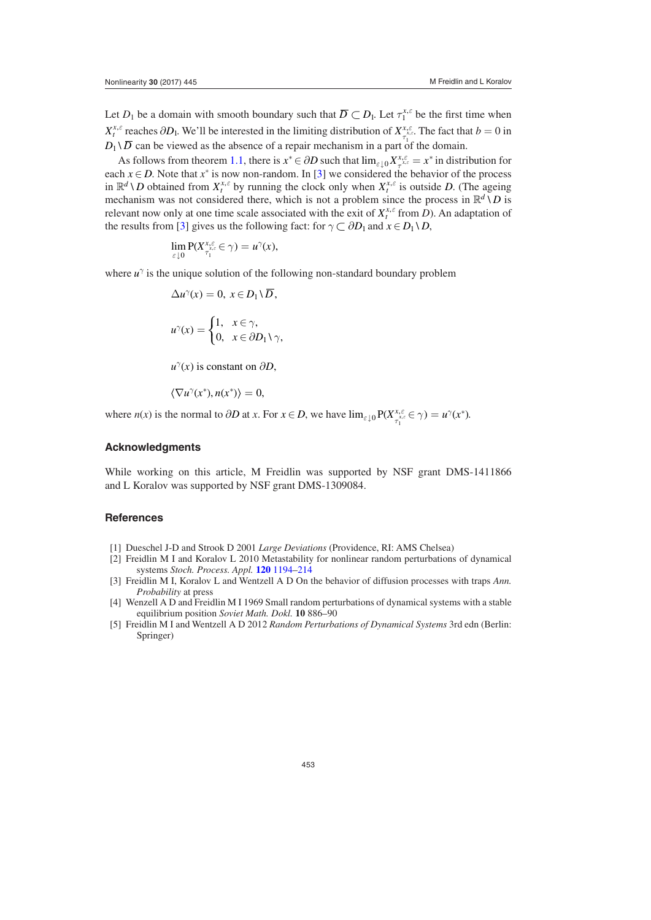Let $D_1$ be a domain with smooth boundary such that $\overline{D} \subset D_1$. Let $\tau_1^{x,\varepsilon}$ be the first time when $X_t^{x,\varepsilon}$ reaches $\partial D_1$. We'll be interested in the limiting distribution of $X^{x,\varepsilon}_{\tau_1^{x,\varepsilon}}$. The fact that $b = 0$ in $D_1 \setminus \overline{D}$ can be viewed as the absence of a repair mechanism in a part of the domain.

As follows from theorem 1.1, there is $x^* \in \partial D$ such that $\lim_{\varepsilon \downarrow 0} X^{x,\varepsilon}_{\tau^{x,\varepsilon}} = x^*$ in distribution for each $x \in D$. Note that $x^*$ is now non-random. In [3] we considered the behavior of the process in $\mathbb{R}^d \setminus D$ obtained from $X_t^{x,\varepsilon}$ by running the clock only when $X_t^{x,\varepsilon}$ is outside $D$. (The ageing mechanism was not considered there, which is not a problem since the process in $\mathbb{R}^d \setminus D$ is relevant now only at one time scale associated with the exit of $X_t^{x,\varepsilon}$ from $D$). An adaptation of the results from [3] gives us the following fact: for $\gamma \subset \partial D_1$ and $x \in D_1 \setminus D$,

$$\lim_{\varepsilon \downarrow 0} \mathrm{P}(X^{x,\varepsilon}_{\tau_1^{x,\varepsilon}} \in \gamma) = u^\gamma(x),$$

where $u^\gamma$ is the unique solution of the following non-standard boundary problem

$$\Delta u^\gamma(x) = 0, \; x \in D_1 \setminus \overline{D},$$

$$u^\gamma(x) = \begin{cases} 1, & x \in \gamma, \\ 0, & x \in \partial D_1 \setminus \gamma, \end{cases}$$

$u^\gamma(x)$ is constant on $\partial D$,

$$\langle \nabla u^\gamma(x^*), n(x^*) \rangle = 0,$$

where $n(x)$ is the normal to $\partial D$ at $x$. For $x \in D$, we have $\lim_{\varepsilon \downarrow 0} \mathrm{P}(X^{x,\varepsilon}_{\tau_1^{x,\varepsilon}} \in \gamma) = u^\gamma(x^*)$.

## Acknowledgments

While working on this article, M Freidlin was supported by NSF grant DMS-1411866 and L Koralov was supported by NSF grant DMS-1309084.

## References

[1] Dueschel J-D and Strook D 2001 *Large Deviations* (Providence, RI: AMS Chelsea)

[2] Freidlin M I and Koralov L 2010 Metastability for nonlinear random perturbations of dynamical systems *Stoch. Process. Appl.* **120** 1194–214

[3] Freidlin M I, Koralov L and Wentzell A D On the behavior of diffusion processes with traps *Ann. Probability* at press

[4] Wenzell A D and Freidlin M I 1969 Small random perturbations of dynamical systems with a stable equilibrium position *Soviet Math. Dokl.* **10** 886–90

[5] Freidlin M I and Wentzell A D 2012 *Random Perturbations of Dynamical Systems* 3rd edn (Berlin: Springer)